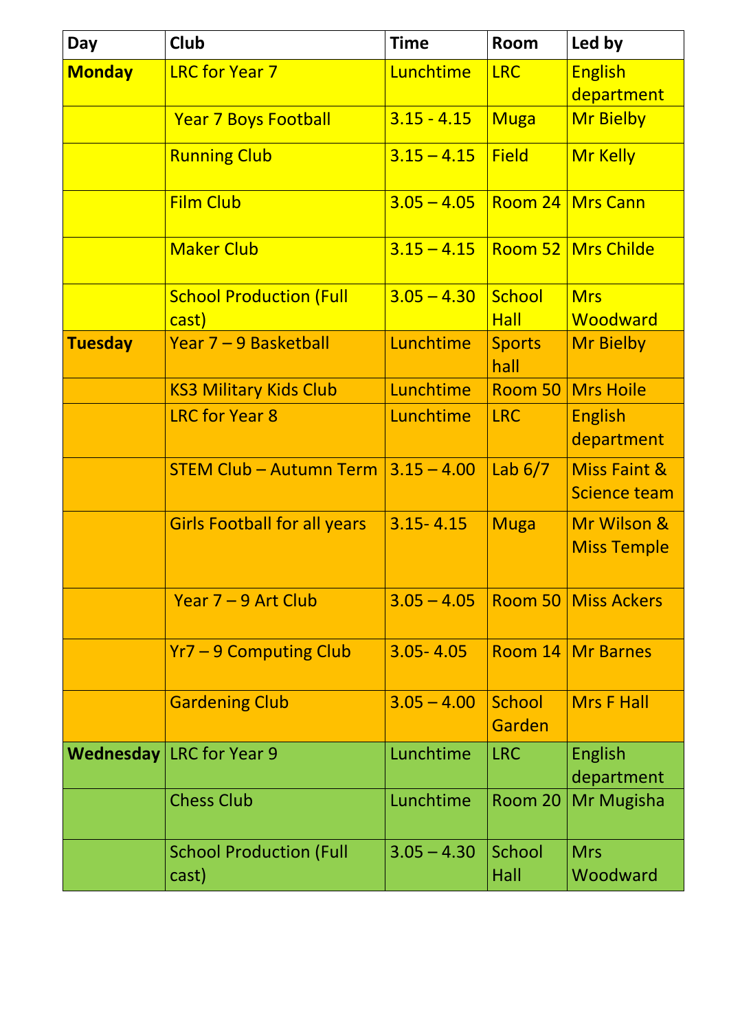| Day | Club | Time | Room | Led by |
|---|---|---|---|---|
| **Monday** | LRC for Year 7 | Lunchtime | LRC | English department |
| | Year 7 Boys Football | 3.15 - 4.15 | Muga | Mr Bielby |
| | Running Club | 3.15 – 4.15 | Field | Mr Kelly |
| | Film Club | 3.05 – 4.05 | Room 24 | Mrs Cann |
| | Maker Club | 3.15 – 4.15 | Room 52 | Mrs Childe |
| | School Production (Full cast) | 3.05 – 4.30 | School Hall | Mrs Woodward |
| **Tuesday** | Year 7 – 9 Basketball | Lunchtime | Sports hall | Mr Bielby |
| | KS3 Military Kids Club | Lunchtime | Room 50 | Mrs Hoile |
| | LRC for Year 8 | Lunchtime | LRC | English department |
| | STEM Club – Autumn Term | 3.15 – 4.00 | Lab 6/7 | Miss Faint & Science team |
| | Girls Football for all years | 3.15- 4.15 | Muga | Mr Wilson & Miss Temple |
| | Year 7 – 9 Art Club | 3.05 – 4.05 | Room 50 | Miss Ackers |
| | Yr7 – 9 Computing Club | 3.05- 4.05 | Room 14 | Mr Barnes |
| | Gardening Club | 3.05 – 4.00 | School Garden | Mrs F Hall |
| **Wednesday** | LRC for Year 9 | Lunchtime | LRC | English department |
| | Chess Club | Lunchtime | Room 20 | Mr Mugisha |
| | School Production (Full cast) | 3.05 – 4.30 | School Hall | Mrs Woodward |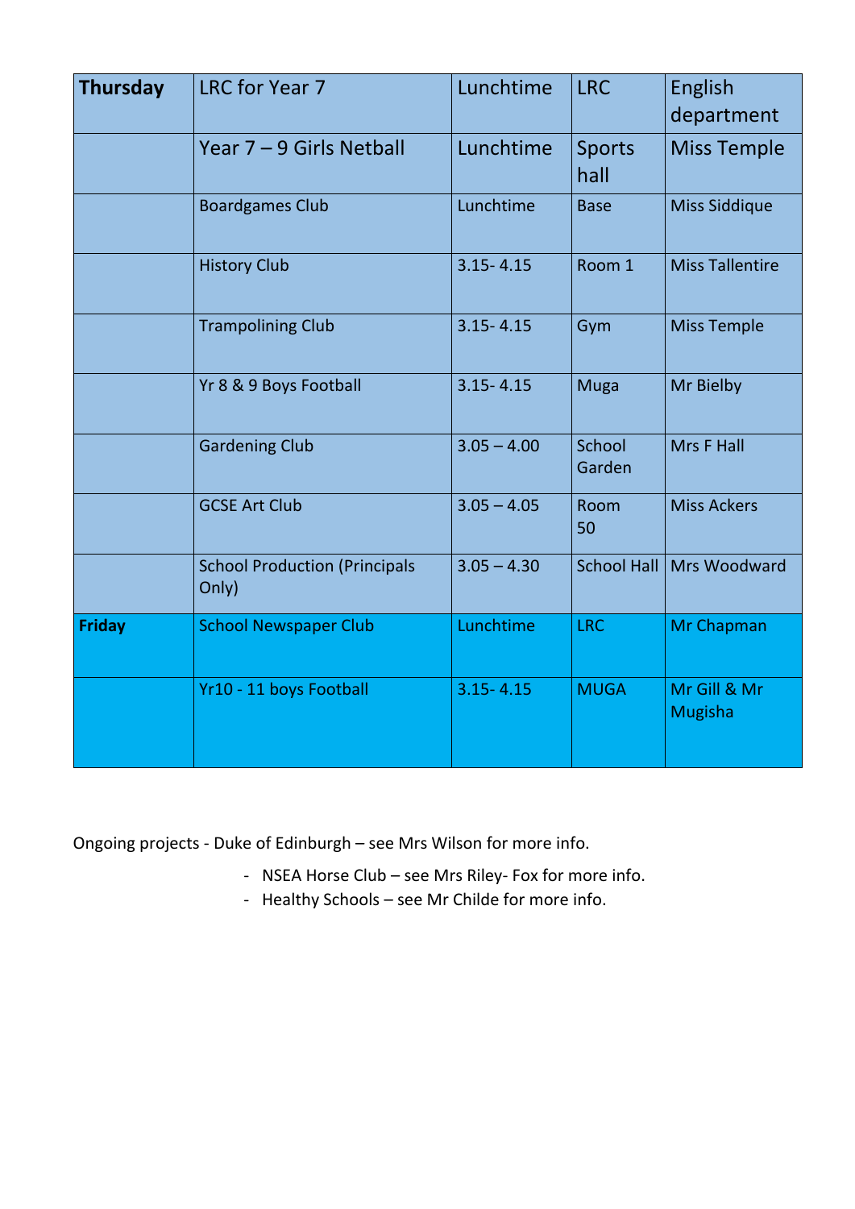| | | | | |
|---|---|---|---|---|
| **Thursday** | LRC for Year 7 | Lunchtime | LRC | English department |
| | Year 7 – 9 Girls Netball | Lunchtime | Sports hall | Miss Temple |
| | Boardgames Club | Lunchtime | Base | Miss Siddique |
| | History Club | 3.15- 4.15 | Room 1 | Miss Tallentire |
| | Trampolining Club | 3.15- 4.15 | Gym | Miss Temple |
| | Yr 8 & 9 Boys Football | 3.15- 4.15 | Muga | Mr Bielby |
| | Gardening Club | 3.05 – 4.00 | School Garden | Mrs F Hall |
| | GCSE Art Club | 3.05 – 4.05 | Room 50 | Miss Ackers |
| | School Production (Principals Only) | 3.05 – 4.30 | School Hall | Mrs Woodward |
| **Friday** | School Newspaper Club | Lunchtime | LRC | Mr Chapman |
| | Yr10 - 11 boys Football | 3.15- 4.15 | MUGA | Mr Gill & Mr Mugisha |

Ongoing projects - Duke of Edinburgh – see Mrs Wilson for more info.

- NSEA Horse Club – see Mrs Riley- Fox for more info.
- Healthy Schools – see Mr Childe for more info.